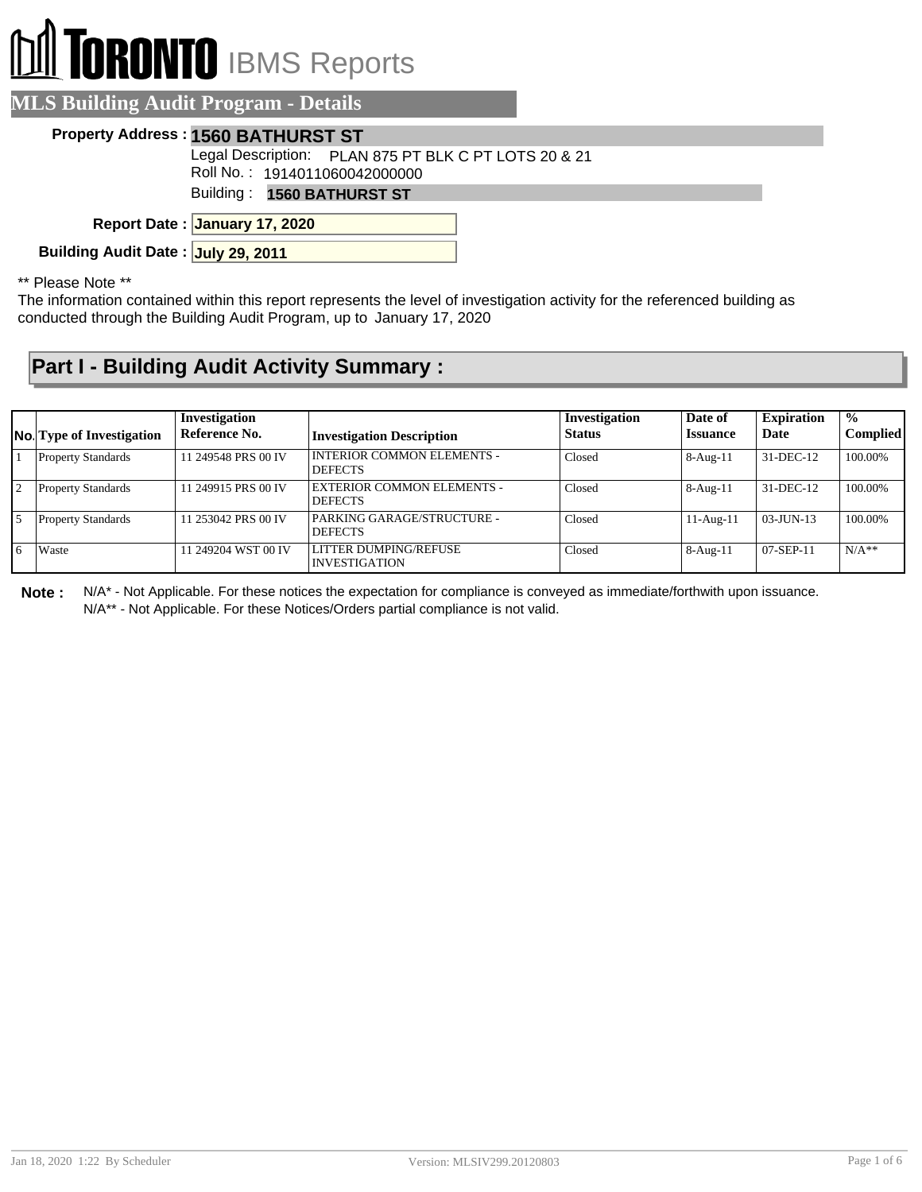# TORONTO IBMS Reports

## MLS Building Audit Program - Details

**Property Address :** **1560 BATHURST ST**

Legal Description: PLAN 875 PT BLK C PT LOTS 20 & 21

Roll No. : 1914011060042000000

Building : **1560 BATHURST ST**

**Report Date :** **January 17, 2020**

**Building Audit Date :** **July 29, 2011**

\*\* Please Note \*\*

The information contained within this report represents the level of investigation activity for the referenced building as conducted through the Building Audit Program, up to January 17, 2020

## Part I - Building Audit Activity Summary :

| No. | Type of Investigation | Investigation Reference No. | Investigation Description | Investigation Status | Date of Issuance | Expiration Date | % Complied |
|---|---|---|---|---|---|---|---|
| 1 | Property Standards | 11 249548 PRS 00 IV | INTERIOR COMMON ELEMENTS - DEFECTS | Closed | 8-Aug-11 | 31-DEC-12 | 100.00% |
| 2 | Property Standards | 11 249915 PRS 00 IV | EXTERIOR COMMON ELEMENTS - DEFECTS | Closed | 8-Aug-11 | 31-DEC-12 | 100.00% |
| 5 | Property Standards | 11 253042 PRS 00 IV | PARKING GARAGE/STRUCTURE - DEFECTS | Closed | 11-Aug-11 | 03-JUN-13 | 100.00% |
| 6 | Waste | 11 249204 WST 00 IV | LITTER DUMPING/REFUSE INVESTIGATION | Closed | 8-Aug-11 | 07-SEP-11 | N/A** |

**Note :** N/A* - Not Applicable. For these notices the expectation for compliance is conveyed as immediate/forthwith upon issuance.
N/A** - Not Applicable. For these Notices/Orders partial compliance is not valid.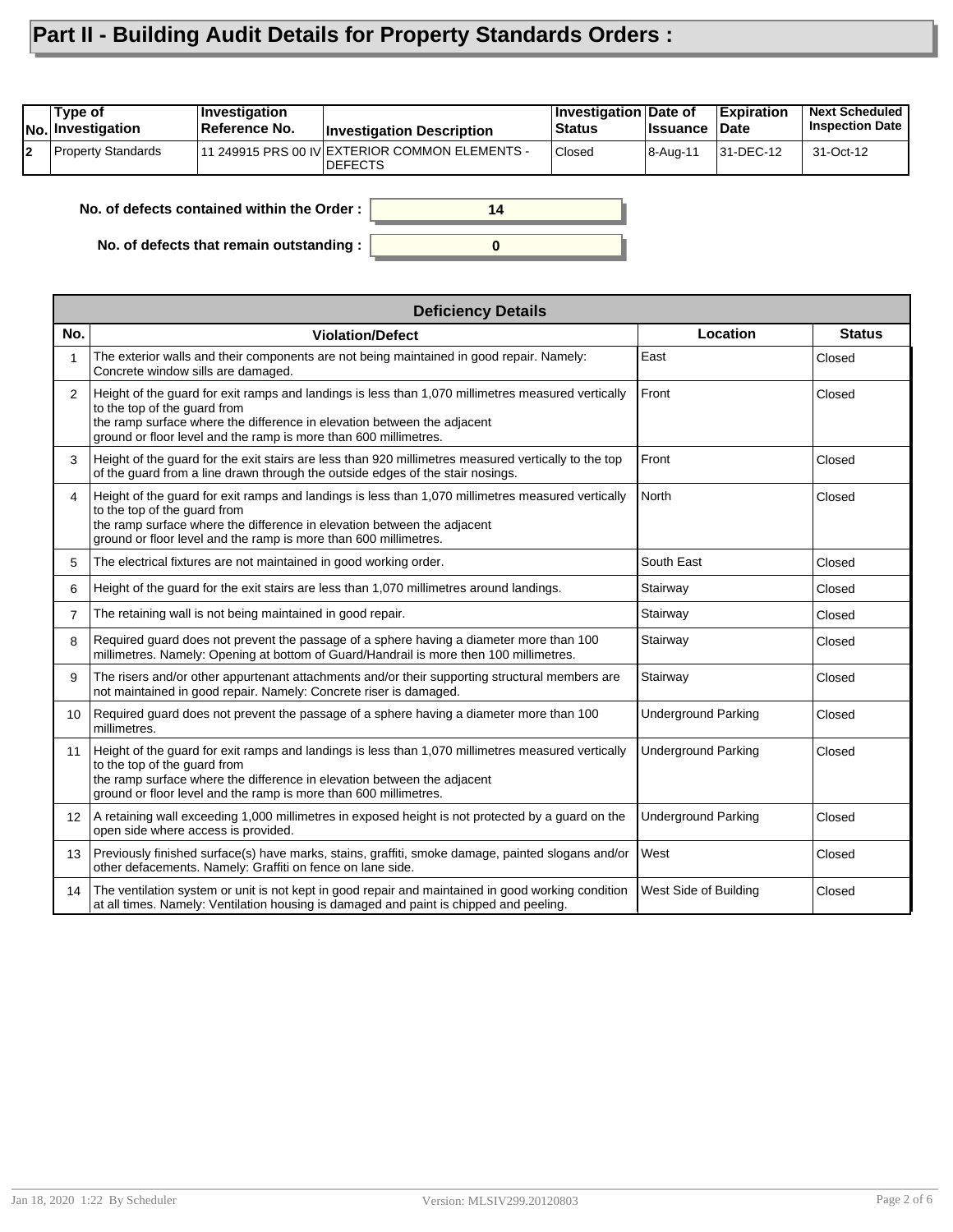# Part II - Building Audit Details for Property Standards Orders :

| No. | Type of Investigation | Investigation Reference No. | Investigation Description | Investigation Status | Date of Issuance | Expiration Date | Next Scheduled Inspection Date |
|---|---|---|---|---|---|---|---|
| 2 | Property Standards | 11 249915 PRS 00 IV | EXTERIOR COMMON ELEMENTS - DEFECTS | Closed | 8-Aug-11 | 31-DEC-12 | 31-Oct-12 |

**No. of defects contained within the Order :** 14

**No. of defects that remain outstanding :** 0

| Deficiency Details | | | |
|---|---|---|---|
| **No.** | **Violation/Defect** | **Location** | **Status** |
| 1 | The exterior walls and their components are not being maintained in good repair. Namely: Concrete window sills are damaged. | East | Closed |
| 2 | Height of the guard for exit ramps and landings is less than 1,070 millimetres measured vertically to the top of the guard from the ramp surface where the difference in elevation between the adjacent ground or floor level and the ramp is more than 600 millimetres. | Front | Closed |
| 3 | Height of the guard for the exit stairs are less than 920 millimetres measured vertically to the top of the guard from a line drawn through the outside edges of the stair nosings. | Front | Closed |
| 4 | Height of the guard for exit ramps and landings is less than 1,070 millimetres measured vertically to the top of the guard from the ramp surface where the difference in elevation between the adjacent ground or floor level and the ramp is more than 600 millimetres. | North | Closed |
| 5 | The electrical fixtures are not maintained in good working order. | South East | Closed |
| 6 | Height of the guard for the exit stairs are less than 1,070 millimetres around landings. | Stairway | Closed |
| 7 | The retaining wall is not being maintained in good repair. | Stairway | Closed |
| 8 | Required guard does not prevent the passage of a sphere having a diameter more than 100 millimetres. Namely: Opening at bottom of Guard/Handrail is more then 100 millimetres. | Stairway | Closed |
| 9 | The risers and/or other appurtenant attachments and/or their supporting structural members are not maintained in good repair. Namely: Concrete riser is damaged. | Stairway | Closed |
| 10 | Required guard does not prevent the passage of a sphere having a diameter more than 100 millimetres. | Underground Parking | Closed |
| 11 | Height of the guard for exit ramps and landings is less than 1,070 millimetres measured vertically to the top of the guard from the ramp surface where the difference in elevation between the adjacent ground or floor level and the ramp is more than 600 millimetres. | Underground Parking | Closed |
| 12 | A retaining wall exceeding 1,000 millimetres in exposed height is not protected by a guard on the open side where access is provided. | Underground Parking | Closed |
| 13 | Previously finished surface(s) have marks, stains, graffiti, smoke damage, painted slogans and/or other defacements. Namely: Graffiti on fence on lane side. | West | Closed |
| 14 | The ventilation system or unit is not kept in good repair and maintained in good working condition at all times. Namely: Ventilation housing is damaged and paint is chipped and peeling. | West Side of Building | Closed |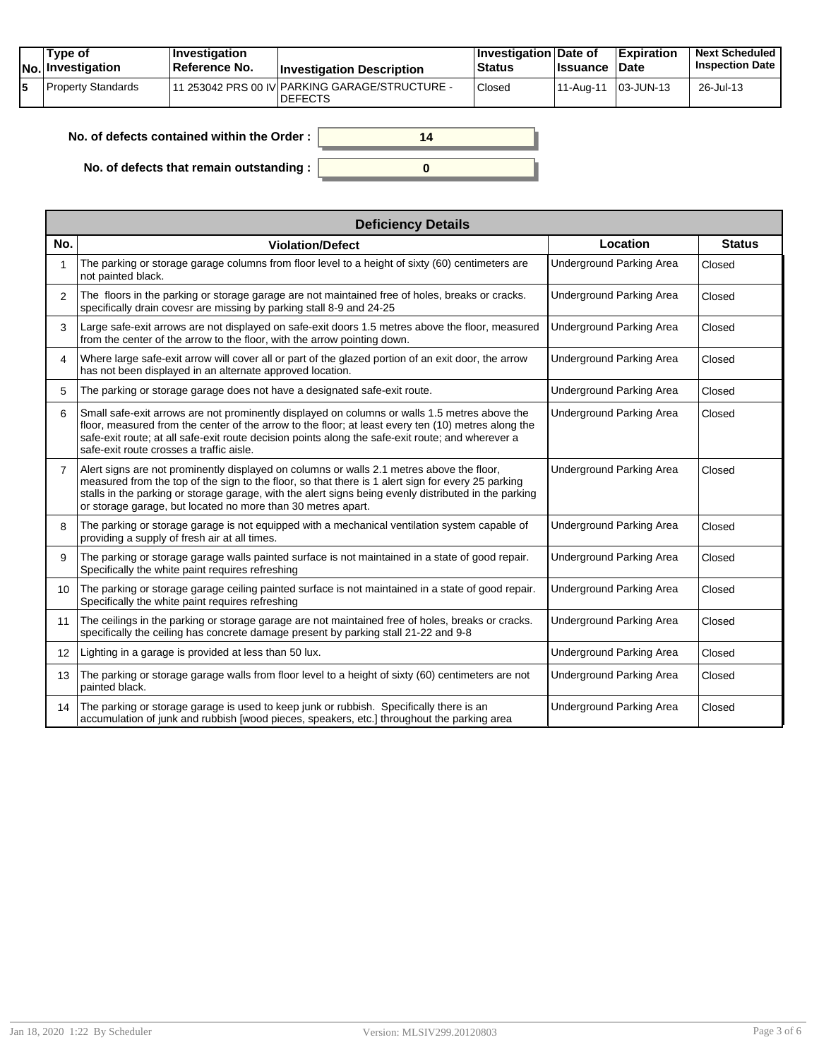| No. | Type of Investigation | Investigation Reference No. | Investigation Description | Investigation Status | Date of Issuance | Expiration Date | Next Scheduled Inspection Date |
|---|---|---|---|---|---|---|---|
| 5 | Property Standards | 11 253042 PRS 00 IV | PARKING GARAGE/STRUCTURE - DEFECTS | Closed | 11-Aug-11 | 03-JUN-13 | 26-Jul-13 |

**No. of defects contained within the Order :** 14

**No. of defects that remain outstanding :** 0

| Deficiency Details | | | |
|---|---|---|---|
| **No.** | **Violation/Defect** | **Location** | **Status** |
| 1 | The parking or storage garage columns from floor level to a height of sixty (60) centimeters are not painted black. | Underground Parking Area | Closed |
| 2 | The floors in the parking or storage garage are not maintained free of holes, breaks or cracks. specifically drain covesr are missing by parking stall 8-9 and 24-25 | Underground Parking Area | Closed |
| 3 | Large safe-exit arrows are not displayed on safe-exit doors 1.5 metres above the floor, measured from the center of the arrow to the floor, with the arrow pointing down. | Underground Parking Area | Closed |
| 4 | Where large safe-exit arrow will cover all or part of the glazed portion of an exit door, the arrow has not been displayed in an alternate approved location. | Underground Parking Area | Closed |
| 5 | The parking or storage garage does not have a designated safe-exit route. | Underground Parking Area | Closed |
| 6 | Small safe-exit arrows are not prominently displayed on columns or walls 1.5 metres above the floor, measured from the center of the arrow to the floor; at least every ten (10) metres along the safe-exit route; at all safe-exit route decision points along the safe-exit route; and wherever a safe-exit route crosses a traffic aisle. | Underground Parking Area | Closed |
| 7 | Alert signs are not prominently displayed on columns or walls 2.1 metres above the floor, measured from the top of the sign to the floor, so that there is 1 alert sign for every 25 parking stalls in the parking or storage garage, with the alert signs being evenly distributed in the parking or storage garage, but located no more than 30 metres apart. | Underground Parking Area | Closed |
| 8 | The parking or storage garage is not equipped with a mechanical ventilation system capable of providing a supply of fresh air at all times. | Underground Parking Area | Closed |
| 9 | The parking or storage garage walls painted surface is not maintained in a state of good repair. Specifically the white paint requires refreshing | Underground Parking Area | Closed |
| 10 | The parking or storage garage ceiling painted surface is not maintained in a state of good repair. Specifically the white paint requires refreshing | Underground Parking Area | Closed |
| 11 | The ceilings in the parking or storage garage are not maintained free of holes, breaks or cracks. specifically the ceiling has concrete damage present by parking stall 21-22 and 9-8 | Underground Parking Area | Closed |
| 12 | Lighting in a garage is provided at less than 50 lux. | Underground Parking Area | Closed |
| 13 | The parking or storage garage walls from floor level to a height of sixty (60) centimeters are not painted black. | Underground Parking Area | Closed |
| 14 | The parking or storage garage is used to keep junk or rubbish. Specifically there is an accumulation of junk and rubbish [wood pieces, speakers, etc.] throughout the parking area | Underground Parking Area | Closed |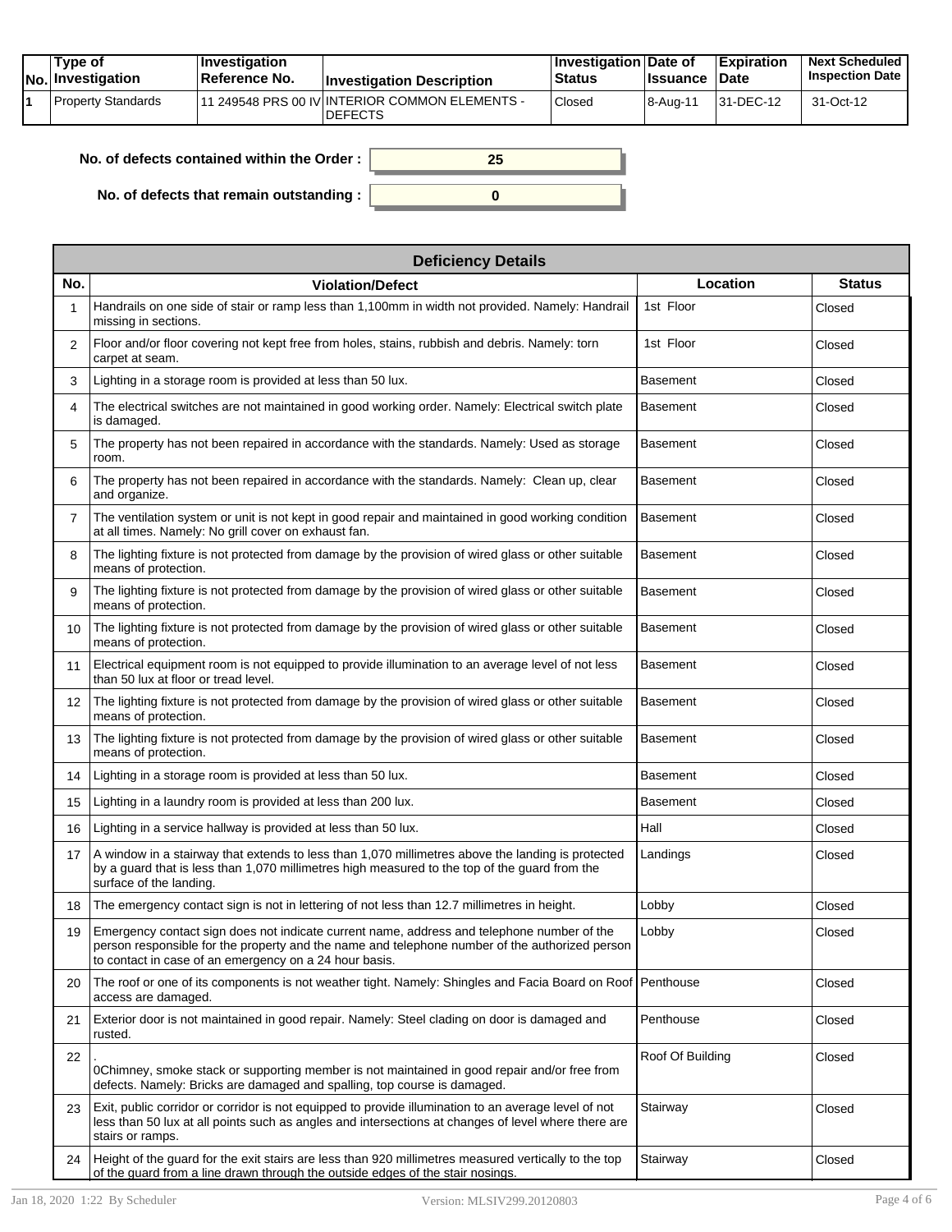| No. | Type of Investigation | Investigation Reference No. | Investigation Description | Investigation Status | Date of Issuance | Expiration Date | Next Scheduled Inspection Date |
|---|---|---|---|---|---|---|---|
| 1 | Property Standards | 11 249548 PRS 00 IV | INTERIOR COMMON ELEMENTS - DEFECTS | Closed | 8-Aug-11 | 31-DEC-12 | 31-Oct-12 |

**No. of defects contained within the Order :** 25

**No. of defects that remain outstanding :** 0

| Deficiency Details | | | |
|---|---|---|---|
| **No.** | **Violation/Defect** | **Location** | **Status** |
| 1 | Handrails on one side of stair or ramp less than 1,100mm in width not provided. Namely: Handrail missing in sections. | 1st Floor | Closed |
| 2 | Floor and/or floor covering not kept free from holes, stains, rubbish and debris. Namely: torn carpet at seam. | 1st Floor | Closed |
| 3 | Lighting in a storage room is provided at less than 50 lux. | Basement | Closed |
| 4 | The electrical switches are not maintained in good working order. Namely: Electrical switch plate is damaged. | Basement | Closed |
| 5 | The property has not been repaired in accordance with the standards. Namely: Used as storage room. | Basement | Closed |
| 6 | The property has not been repaired in accordance with the standards. Namely: Clean up, clear and organize. | Basement | Closed |
| 7 | The ventilation system or unit is not kept in good repair and maintained in good working condition at all times. Namely: No grill cover on exhaust fan. | Basement | Closed |
| 8 | The lighting fixture is not protected from damage by the provision of wired glass or other suitable means of protection. | Basement | Closed |
| 9 | The lighting fixture is not protected from damage by the provision of wired glass or other suitable means of protection. | Basement | Closed |
| 10 | The lighting fixture is not protected from damage by the provision of wired glass or other suitable means of protection. | Basement | Closed |
| 11 | Electrical equipment room is not equipped to provide illumination to an average level of not less than 50 lux at floor or tread level. | Basement | Closed |
| 12 | The lighting fixture is not protected from damage by the provision of wired glass or other suitable means of protection. | Basement | Closed |
| 13 | The lighting fixture is not protected from damage by the provision of wired glass or other suitable means of protection. | Basement | Closed |
| 14 | Lighting in a storage room is provided at less than 50 lux. | Basement | Closed |
| 15 | Lighting in a laundry room is provided at less than 200 lux. | Basement | Closed |
| 16 | Lighting in a service hallway is provided at less than 50 lux. | Hall | Closed |
| 17 | A window in a stairway that extends to less than 1,070 millimetres above the landing is protected by a guard that is less than 1,070 millimetres high measured to the top of the guard from the surface of the landing. | Landings | Closed |
| 18 | The emergency contact sign is not in lettering of not less than 12.7 millimetres in height. | Lobby | Closed |
| 19 | Emergency contact sign does not indicate current name, address and telephone number of the person responsible for the property and the name and telephone number of the authorized person to contact in case of an emergency on a 24 hour basis. | Lobby | Closed |
| 20 | The roof or one of its components is not weather tight. Namely: Shingles and Facia Board on Roof access are damaged. | Penthouse | Closed |
| 21 | Exterior door is not maintained in good repair. Namely: Steel clading on door is damaged and rusted. | Penthouse | Closed |
| 22 | . 0Chimney, smoke stack or supporting member is not maintained in good repair and/or free from defects. Namely: Bricks are damaged and spalling, top course is damaged. | Roof Of Building | Closed |
| 23 | Exit, public corridor or corridor is not equipped to provide illumination to an average level of not less than 50 lux at all points such as angles and intersections at changes of level where there are stairs or ramps. | Stairway | Closed |
| 24 | Height of the guard for the exit stairs are less than 920 millimetres measured vertically to the top of the guard from a line drawn through the outside edges of the stair nosings. | Stairway | Closed |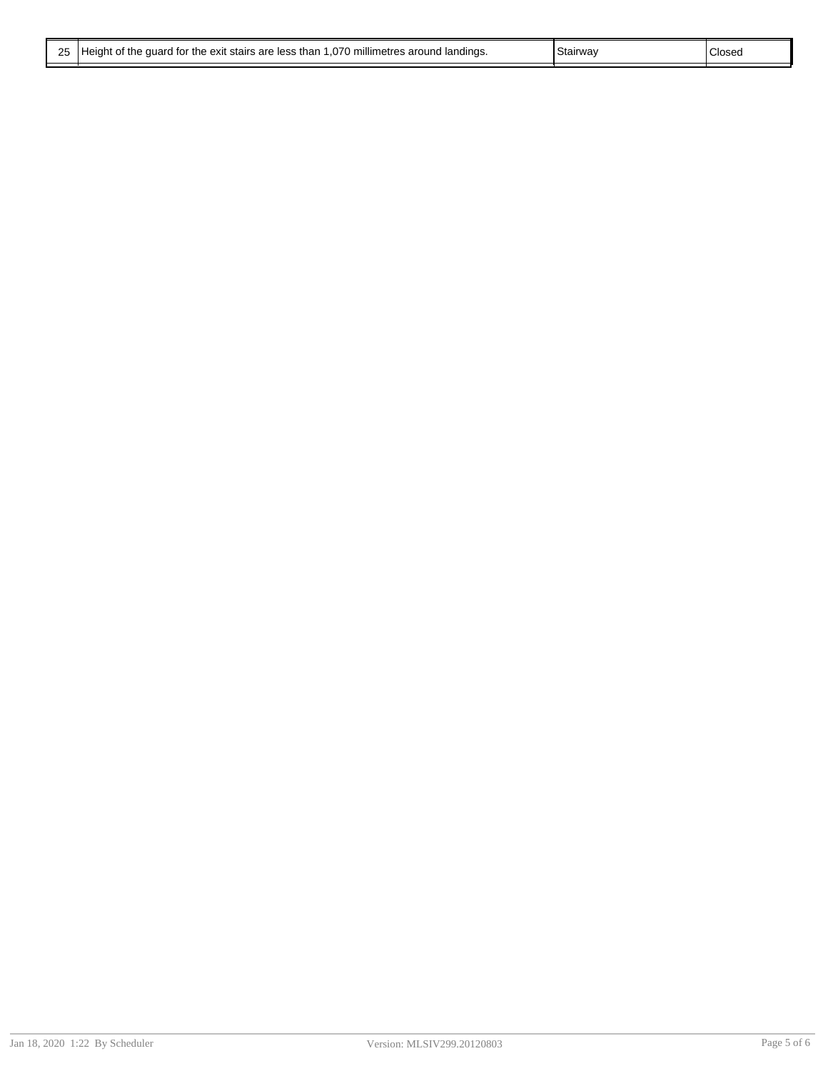| | | | |
|---|---|---|---|
| 25 | Height of the guard for the exit stairs are less than 1,070 millimetres around landings. | Stairway | Closed |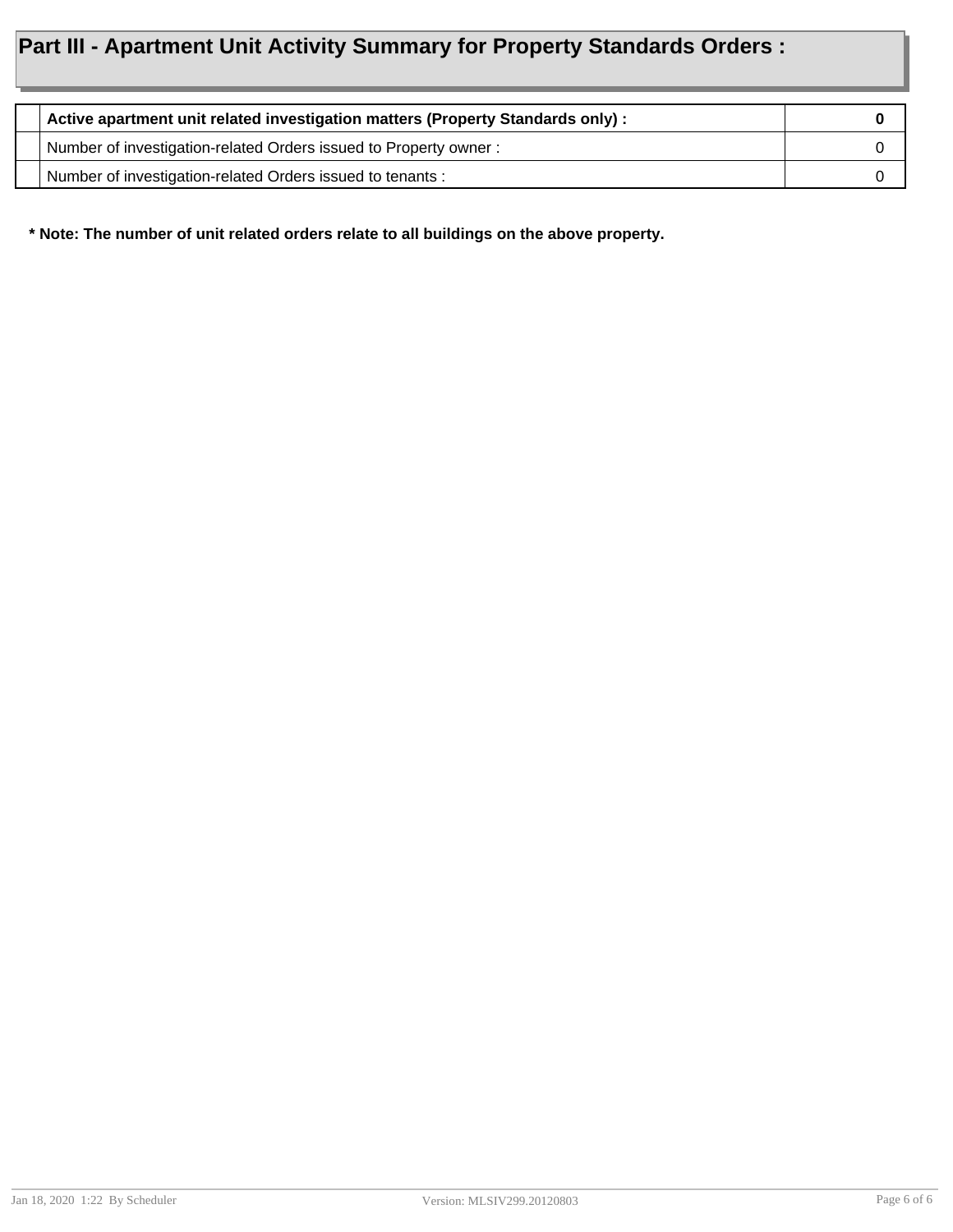## Part III - Apartment Unit Activity Summary for Property Standards Orders :

| | | |
|---|---|---|
| | **Active apartment unit related investigation matters (Property Standards only) :** | **0** |
| | Number of investigation-related Orders issued to Property owner : | 0 |
| | Number of investigation-related Orders issued to tenants : | 0 |

**\* Note: The number of unit related orders relate to all buildings on the above property.**

Jan 18, 2020 1:22 By Scheduler Version: MLSIV299.20120803